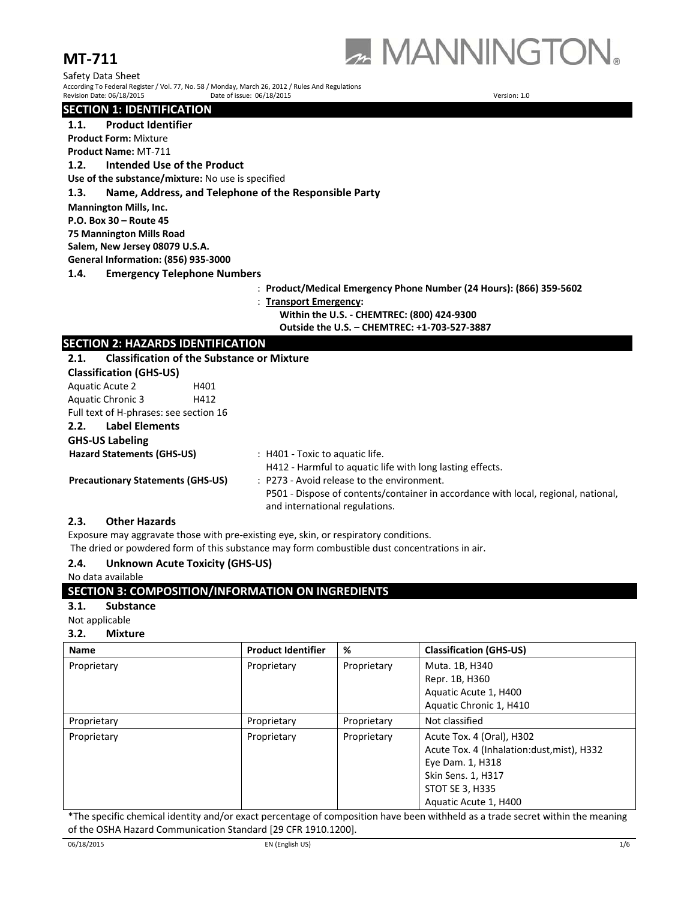# MT-711

MANNINGTON.

Safety Data Sheet

According To Federal Register / Vol. 77, No. 58 / Monday, March 26, 2012 / Rules And Regulations

Revision Date: 06/18/2015 Date of issue: 06/18/2015 Version: 1.0

## SECTION 1: IDENTIFICATION

### 1.1. Product Identifier

**Product Form:** Mixture

**Product Name:** MT-711

### 1.2. Intended Use of the Product

**Use of the substance/mixture:** No use is specified

### 1.3. Name, Address, and Telephone of the Responsible Party

**Mannington Mills, Inc.**
**P.O. Box 30 – Route 45**
**75 Mannington Mills Road**
**Salem, New Jersey 08079 U.S.A.**
**General Information: (856) 935-3000**

### 1.4. Emergency Telephone Numbers

: **Product/Medical Emergency Phone Number (24 Hours): (866) 359-5602**

: **Transport Emergency:**
**Within the U.S. - CHEMTREC: (800) 424-9300**
**Outside the U.S. – CHEMTREC: +1-703-527-3887**

## SECTION 2: HAZARDS IDENTIFICATION

### 2.1. Classification of the Substance or Mixture

**Classification (GHS-US)**

Aquatic Acute 2 H401
Aquatic Chronic 3 H412

Full text of H-phrases: see section 16

### 2.2. Label Elements

**GHS-US Labeling**

**Hazard Statements (GHS-US)** : H401 - Toxic to aquatic life.
H412 - Harmful to aquatic life with long lasting effects.

**Precautionary Statements (GHS-US)** : P273 - Avoid release to the environment.
P501 - Dispose of contents/container in accordance with local, regional, national, and international regulations.

### 2.3. Other Hazards

Exposure may aggravate those with pre-existing eye, skin, or respiratory conditions.
The dried or powdered form of this substance may form combustible dust concentrations in air.

### 2.4. Unknown Acute Toxicity (GHS-US)

No data available

## SECTION 3: COMPOSITION/INFORMATION ON INGREDIENTS

### 3.1. Substance

Not applicable

### 3.2. Mixture

| Name | Product Identifier | % | Classification (GHS-US) |
|---|---|---|---|
| Proprietary | Proprietary | Proprietary | Muta. 1B, H340<br>Repr. 1B, H360<br>Aquatic Acute 1, H400<br>Aquatic Chronic 1, H410 |
| Proprietary | Proprietary | Proprietary | Not classified |
| Proprietary | Proprietary | Proprietary | Acute Tox. 4 (Oral), H302<br>Acute Tox. 4 (Inhalation:dust,mist), H332<br>Eye Dam. 1, H318<br>Skin Sens. 1, H317<br>STOT SE 3, H335<br>Aquatic Acute 1, H400 |

*The specific chemical identity and/or exact percentage of composition have been withheld as a trade secret within the meaning of the OSHA Hazard Communication Standard [29 CFR 1910.1200].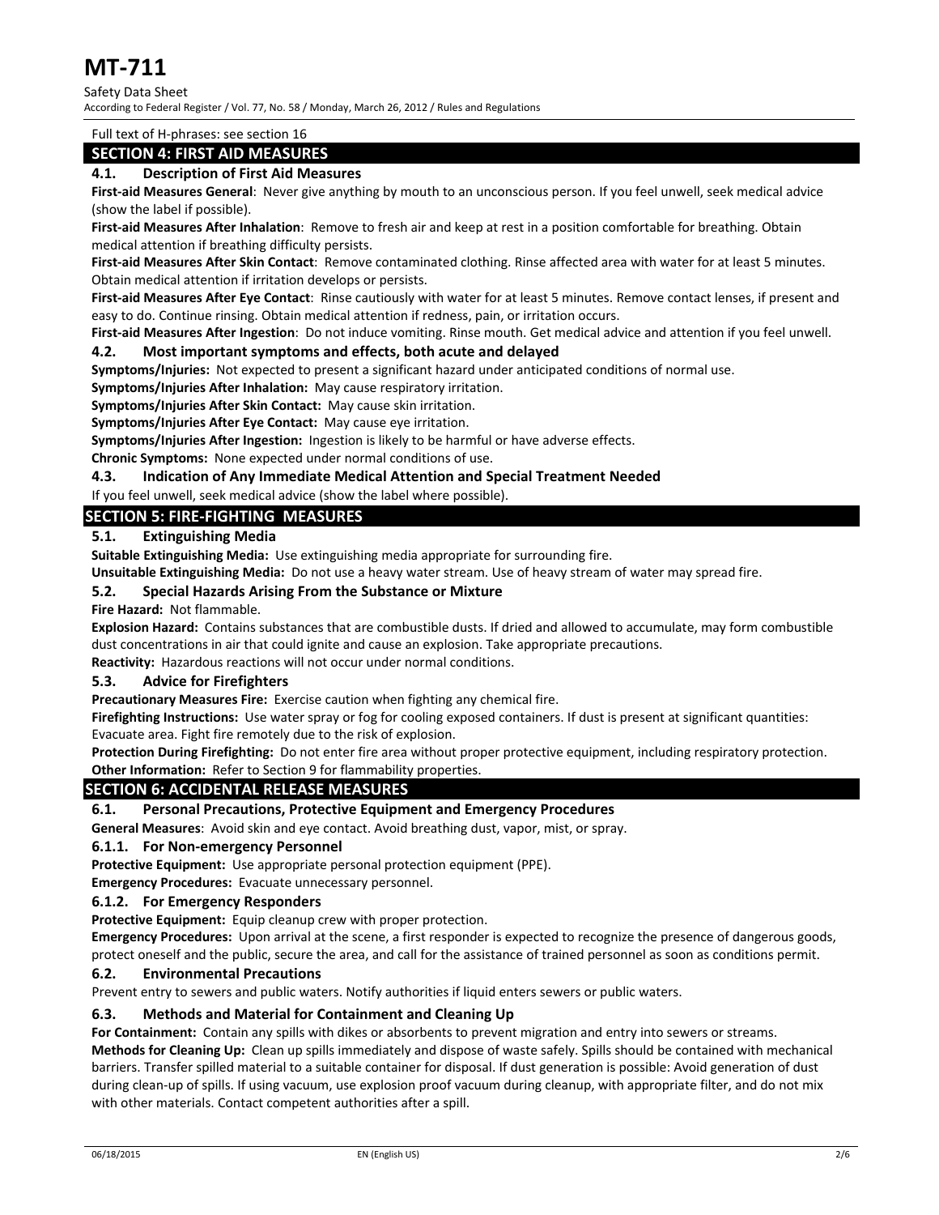Full text of H-phrases: see section 16

## SECTION 4: FIRST AID MEASURES

### 4.1. Description of First Aid Measures

**First-aid Measures General**: Never give anything by mouth to an unconscious person. If you feel unwell, seek medical advice (show the label if possible).

**First-aid Measures After Inhalation**: Remove to fresh air and keep at rest in a position comfortable for breathing. Obtain medical attention if breathing difficulty persists.

**First-aid Measures After Skin Contact**: Remove contaminated clothing. Rinse affected area with water for at least 5 minutes. Obtain medical attention if irritation develops or persists.

**First-aid Measures After Eye Contact**: Rinse cautiously with water for at least 5 minutes. Remove contact lenses, if present and easy to do. Continue rinsing. Obtain medical attention if redness, pain, or irritation occurs.

**First-aid Measures After Ingestion**: Do not induce vomiting. Rinse mouth. Get medical advice and attention if you feel unwell.

### 4.2. Most important symptoms and effects, both acute and delayed

**Symptoms/Injuries:** Not expected to present a significant hazard under anticipated conditions of normal use.

**Symptoms/Injuries After Inhalation:** May cause respiratory irritation.

**Symptoms/Injuries After Skin Contact:** May cause skin irritation.

**Symptoms/Injuries After Eye Contact:** May cause eye irritation.

**Symptoms/Injuries After Ingestion:** Ingestion is likely to be harmful or have adverse effects.

**Chronic Symptoms:** None expected under normal conditions of use.

### 4.3. Indication of Any Immediate Medical Attention and Special Treatment Needed

If you feel unwell, seek medical advice (show the label where possible).

## SECTION 5: FIRE-FIGHTING MEASURES

### 5.1. Extinguishing Media

**Suitable Extinguishing Media:** Use extinguishing media appropriate for surrounding fire.

**Unsuitable Extinguishing Media:** Do not use a heavy water stream. Use of heavy stream of water may spread fire.

### 5.2. Special Hazards Arising From the Substance or Mixture

**Fire Hazard:** Not flammable.

**Explosion Hazard:** Contains substances that are combustible dusts. If dried and allowed to accumulate, may form combustible dust concentrations in air that could ignite and cause an explosion. Take appropriate precautions.

**Reactivity:** Hazardous reactions will not occur under normal conditions.

### 5.3. Advice for Firefighters

**Precautionary Measures Fire:** Exercise caution when fighting any chemical fire.

**Firefighting Instructions:** Use water spray or fog for cooling exposed containers. If dust is present at significant quantities: Evacuate area. Fight fire remotely due to the risk of explosion.

**Protection During Firefighting:** Do not enter fire area without proper protective equipment, including respiratory protection.

**Other Information:** Refer to Section 9 for flammability properties.

## SECTION 6: ACCIDENTAL RELEASE MEASURES

### 6.1. Personal Precautions, Protective Equipment and Emergency Procedures

**General Measures**: Avoid skin and eye contact. Avoid breathing dust, vapor, mist, or spray.

#### 6.1.1. For Non-emergency Personnel

**Protective Equipment:** Use appropriate personal protection equipment (PPE).

**Emergency Procedures:** Evacuate unnecessary personnel.

#### 6.1.2. For Emergency Responders

**Protective Equipment:** Equip cleanup crew with proper protection.

**Emergency Procedures:** Upon arrival at the scene, a first responder is expected to recognize the presence of dangerous goods, protect oneself and the public, secure the area, and call for the assistance of trained personnel as soon as conditions permit.

### 6.2. Environmental Precautions

Prevent entry to sewers and public waters. Notify authorities if liquid enters sewers or public waters.

### 6.3. Methods and Material for Containment and Cleaning Up

**For Containment:** Contain any spills with dikes or absorbents to prevent migration and entry into sewers or streams.

**Methods for Cleaning Up:** Clean up spills immediately and dispose of waste safely. Spills should be contained with mechanical barriers. Transfer spilled material to a suitable container for disposal. If dust generation is possible: Avoid generation of dust during clean-up of spills. If using vacuum, use explosion proof vacuum during cleanup, with appropriate filter, and do not mix with other materials. Contact competent authorities after a spill.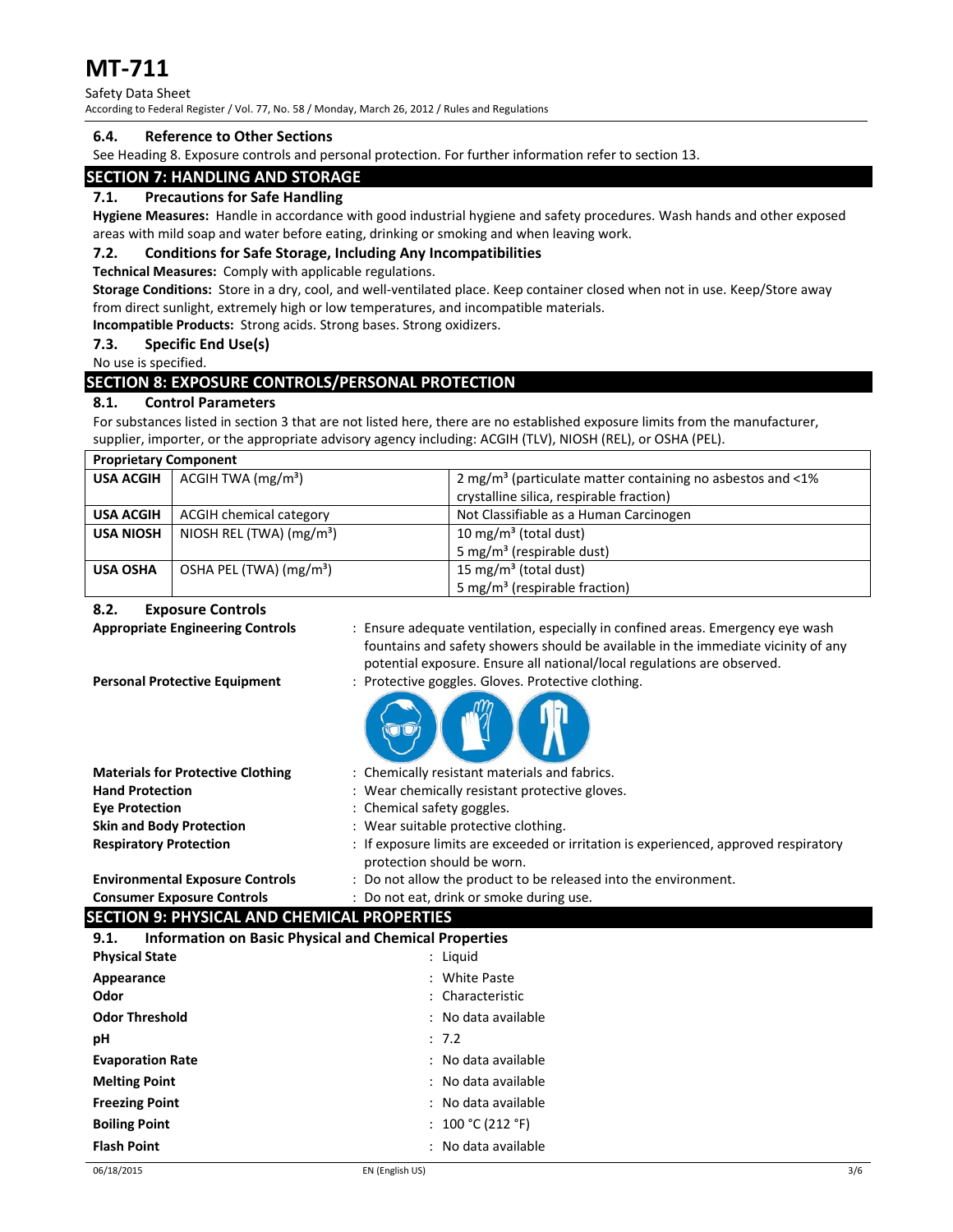### 6.4. Reference to Other Sections

See Heading 8. Exposure controls and personal protection. For further information refer to section 13.

## SECTION 7: HANDLING AND STORAGE

### 7.1. Precautions for Safe Handling

**Hygiene Measures:** Handle in accordance with good industrial hygiene and safety procedures. Wash hands and other exposed areas with mild soap and water before eating, drinking or smoking and when leaving work.

### 7.2. Conditions for Safe Storage, Including Any Incompatibilities

**Technical Measures:** Comply with applicable regulations.

**Storage Conditions:** Store in a dry, cool, and well-ventilated place. Keep container closed when not in use. Keep/Store away from direct sunlight, extremely high or low temperatures, and incompatible materials.

**Incompatible Products:** Strong acids. Strong bases. Strong oxidizers.

### 7.3. Specific End Use(s)

No use is specified.

## SECTION 8: EXPOSURE CONTROLS/PERSONAL PROTECTION

### 8.1. Control Parameters

For substances listed in section 3 that are not listed here, there are no established exposure limits from the manufacturer, supplier, importer, or the appropriate advisory agency including: ACGIH (TLV), NIOSH (REL), or OSHA (PEL).

| Proprietary Component | | |
|---|---|---|
| **USA ACGIH** | ACGIH TWA ($mg/m^3$) | 2 $mg/m^3$ (particulate matter containing no asbestos and <1% crystalline silica, respirable fraction) |
| **USA ACGIH** | ACGIH chemical category | Not Classifiable as a Human Carcinogen |
| **USA NIOSH** | NIOSH REL (TWA) ($mg/m^3$) | 10 $mg/m^3$ (total dust)<br>5 $mg/m^3$ (respirable dust) |
| **USA OSHA** | OSHA PEL (TWA) ($mg/m^3$) | 15 $mg/m^3$ (total dust)<br>5 $mg/m^3$ (respirable fraction) |

### 8.2. Exposure Controls

**Appropriate Engineering Controls** : Ensure adequate ventilation, especially in confined areas. Emergency eye wash fountains and safety showers should be available in the immediate vicinity of any potential exposure. Ensure all national/local regulations are observed.

**Personal Protective Equipment** : Protective goggles. Gloves. Protective clothing.

**Materials for Protective Clothing** : Chemically resistant materials and fabrics.

**Hand Protection** : Wear chemically resistant protective gloves.

**Eye Protection** : Chemical safety goggles.

**Skin and Body Protection** : Wear suitable protective clothing.

**Respiratory Protection** : If exposure limits are exceeded or irritation is experienced, approved respiratory protection should be worn.

**Environmental Exposure Controls** : Do not allow the product to be released into the environment.

**Consumer Exposure Controls** : Do not eat, drink or smoke during use.

## SECTION 9: PHYSICAL AND CHEMICAL PROPERTIES

### 9.1. Information on Basic Physical and Chemical Properties

**Physical State** : Liquid

**Appearance** : White Paste

**Odor** : Characteristic

**Odor Threshold** : No data available

**pH** : 7.2

**Evaporation Rate** : No data available

**Melting Point** : No data available

**Freezing Point** : No data available

**Boiling Point** : 100 °C (212 °F)

**Flash Point** : No data available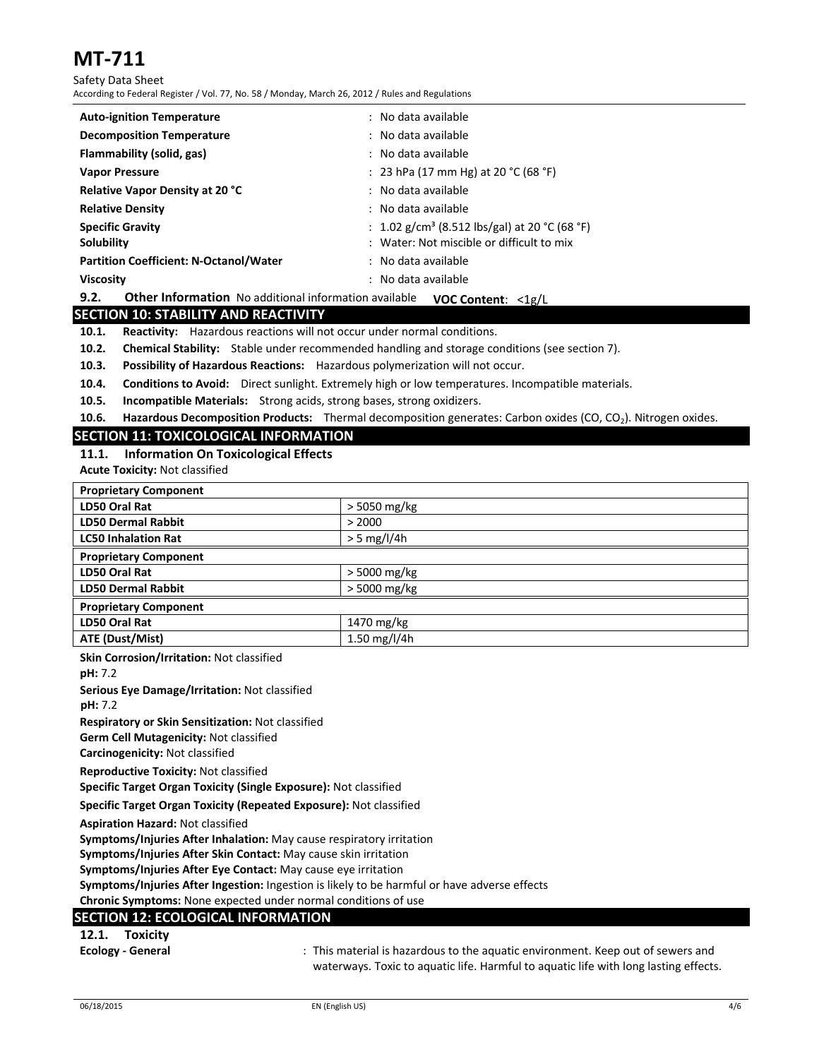| | |
|---|---|
| **Auto-ignition Temperature** | : No data available |
| **Decomposition Temperature** | : No data available |
| **Flammability (solid, gas)** | : No data available |
| **Vapor Pressure** | : 23 hPa (17 mm Hg) at 20 °C (68 °F) |
| **Relative Vapor Density at 20 °C** | : No data available |
| **Relative Density** | : No data available |
| **Specific Gravity** | : 1.02 g/cm³ (8.512 lbs/gal) at 20 °C (68 °F) |
| **Solubility** | : Water: Not miscible or difficult to mix |
| **Partition Coefficient: N-Octanol/Water** | : No data available |
| **Viscosity** | : No data available |

**9.2. Other Information** No additional information available **VOC Content**: <1g/L

## SECTION 10: STABILITY AND REACTIVITY

**10.1. Reactivity:** Hazardous reactions will not occur under normal conditions.

**10.2. Chemical Stability:** Stable under recommended handling and storage conditions (see section 7).

**10.3. Possibility of Hazardous Reactions:** Hazardous polymerization will not occur.

**10.4. Conditions to Avoid:** Direct sunlight. Extremely high or low temperatures. Incompatible materials.

**10.5. Incompatible Materials:** Strong acids, strong bases, strong oxidizers.

**10.6. Hazardous Decomposition Products:** Thermal decomposition generates: Carbon oxides (CO, $CO_2$). Nitrogen oxides.

## SECTION 11: TOXICOLOGICAL INFORMATION

### 11.1. Information On Toxicological Effects

**Acute Toxicity:** Not classified

| **Proprietary Component** | |
|---|---|
| **LD50 Oral Rat** | > 5050 mg/kg |
| **LD50 Dermal Rabbit** | > 2000 |
| **LC50 Inhalation Rat** | > 5 mg/l/4h |
| **Proprietary Component** | |
| **LD50 Oral Rat** | > 5000 mg/kg |
| **LD50 Dermal Rabbit** | > 5000 mg/kg |
| **Proprietary Component** | |
| **LD50 Oral Rat** | 1470 mg/kg |
| **ATE (Dust/Mist)** | 1.50 mg/l/4h |

**Skin Corrosion/Irritation:** Not classified

**pH:** 7.2

**Serious Eye Damage/Irritation:** Not classified

**pH:** 7.2

**Respiratory or Skin Sensitization:** Not classified

**Germ Cell Mutagenicity:** Not classified

**Carcinogenicity:** Not classified

**Reproductive Toxicity:** Not classified

**Specific Target Organ Toxicity (Single Exposure):** Not classified

**Specific Target Organ Toxicity (Repeated Exposure):** Not classified

**Aspiration Hazard:** Not classified

**Symptoms/Injuries After Inhalation:** May cause respiratory irritation

**Symptoms/Injuries After Skin Contact:** May cause skin irritation

**Symptoms/Injuries After Eye Contact:** May cause eye irritation

**Symptoms/Injuries After Ingestion:** Ingestion is likely to be harmful or have adverse effects

**Chronic Symptoms:** None expected under normal conditions of use

## SECTION 12: ECOLOGICAL INFORMATION

### 12.1. Toxicity

**Ecology - General** : This material is hazardous to the aquatic environment. Keep out of sewers and waterways. Toxic to aquatic life. Harmful to aquatic life with long lasting effects.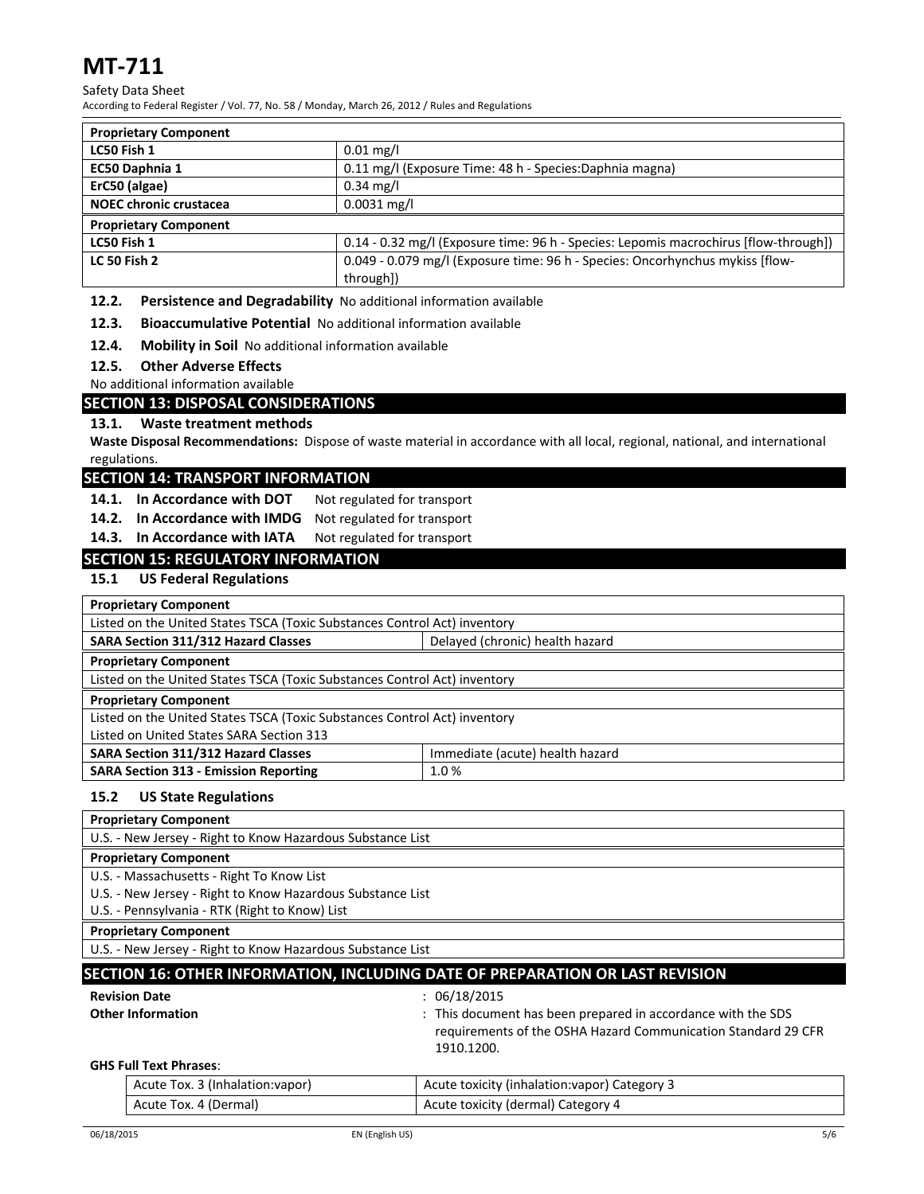| Proprietary Component | |
|---|---|
| **LC50 Fish 1** | 0.01 mg/l |
| **EC50 Daphnia 1** | 0.11 mg/l (Exposure Time: 48 h - Species:Daphnia magna) |
| **ErC50 (algae)** | 0.34 mg/l |
| **NOEC chronic crustacea** | 0.0031 mg/l |

| Proprietary Component | |
|---|---|
| **LC50 Fish 1** | 0.14 - 0.32 mg/l (Exposure time: 96 h - Species: Lepomis macrochirus [flow-through]) |
| **LC 50 Fish 2** | 0.049 - 0.079 mg/l (Exposure time: 96 h - Species: Oncorhynchus mykiss [flow-through]) |

**12.2. Persistence and Degradability** No additional information available

**12.3. Bioaccumulative Potential** No additional information available

**12.4. Mobility in Soil** No additional information available

**12.5. Other Adverse Effects**

No additional information available

## SECTION 13: DISPOSAL CONSIDERATIONS

### 13.1. Waste treatment methods

**Waste Disposal Recommendations:** Dispose of waste material in accordance with all local, regional, national, and international regulations.

## SECTION 14: TRANSPORT INFORMATION

**14.1. In Accordance with DOT** Not regulated for transport

**14.2. In Accordance with IMDG** Not regulated for transport

**14.3. In Accordance with IATA** Not regulated for transport

## SECTION 15: REGULATORY INFORMATION

### 15.1 US Federal Regulations

| Proprietary Component | |
|---|---|
| Listed on the United States TSCA (Toxic Substances Control Act) inventory | |
| **SARA Section 311/312 Hazard Classes** | Delayed (chronic) health hazard |

| Proprietary Component |
|---|
| Listed on the United States TSCA (Toxic Substances Control Act) inventory |

| Proprietary Component | |
|---|---|
| Listed on the United States TSCA (Toxic Substances Control Act) inventory | |
| Listed on United States SARA Section 313 | |
| **SARA Section 311/312 Hazard Classes** | Immediate (acute) health hazard |
| **SARA Section 313 - Emission Reporting** | 1.0 % |

### 15.2 US State Regulations

| Proprietary Component |
|---|
| U.S. - New Jersey - Right to Know Hazardous Substance List |

| Proprietary Component |
|---|
| U.S. - Massachusetts - Right To Know List |
| U.S. - New Jersey - Right to Know Hazardous Substance List |
| U.S. - Pennsylvania - RTK (Right to Know) List |

| Proprietary Component |
|---|
| U.S. - New Jersey - Right to Know Hazardous Substance List |

## SECTION 16: OTHER INFORMATION, INCLUDING DATE OF PREPARATION OR LAST REVISION

**Revision Date** : 06/18/2015

**Other Information** : This document has been prepared in accordance with the SDS requirements of the OSHA Hazard Communication Standard 29 CFR 1910.1200.

**GHS Full Text Phrases**:

| | |
|---|---|
| Acute Tox. 3 (Inhalation:vapor) | Acute toxicity (inhalation:vapor) Category 3 |
| Acute Tox. 4 (Dermal) | Acute toxicity (dermal) Category 4 |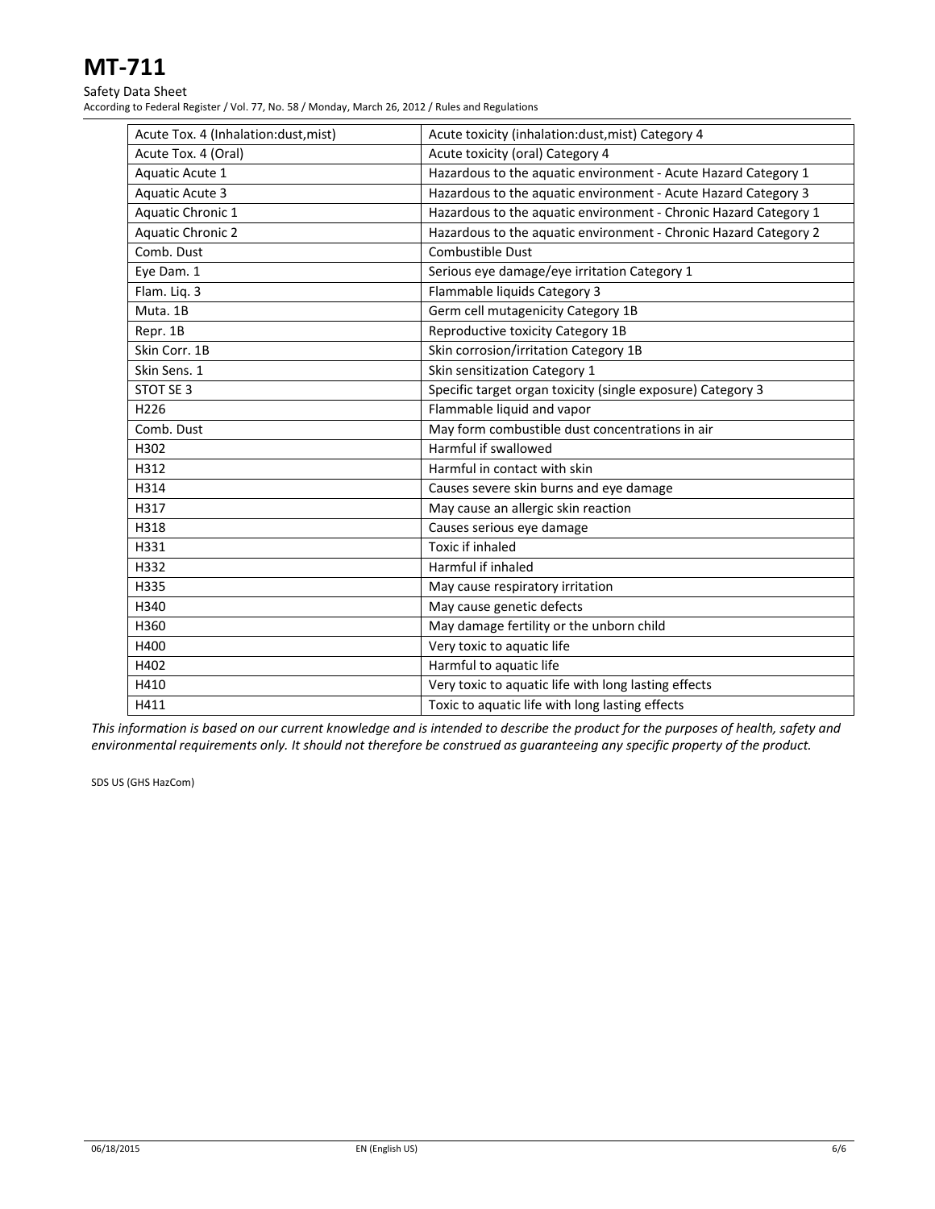| | |
|---|---|
| Acute Tox. 4 (Inhalation:dust,mist) | Acute toxicity (inhalation:dust,mist) Category 4 |
| Acute Tox. 4 (Oral) | Acute toxicity (oral) Category 4 |
| Aquatic Acute 1 | Hazardous to the aquatic environment - Acute Hazard Category 1 |
| Aquatic Acute 3 | Hazardous to the aquatic environment - Acute Hazard Category 3 |
| Aquatic Chronic 1 | Hazardous to the aquatic environment - Chronic Hazard Category 1 |
| Aquatic Chronic 2 | Hazardous to the aquatic environment - Chronic Hazard Category 2 |
| Comb. Dust | Combustible Dust |
| Eye Dam. 1 | Serious eye damage/eye irritation Category 1 |
| Flam. Liq. 3 | Flammable liquids Category 3 |
| Muta. 1B | Germ cell mutagenicity Category 1B |
| Repr. 1B | Reproductive toxicity Category 1B |
| Skin Corr. 1B | Skin corrosion/irritation Category 1B |
| Skin Sens. 1 | Skin sensitization Category 1 |
| STOT SE 3 | Specific target organ toxicity (single exposure) Category 3 |
| H226 | Flammable liquid and vapor |
| Comb. Dust | May form combustible dust concentrations in air |
| H302 | Harmful if swallowed |
| H312 | Harmful in contact with skin |
| H314 | Causes severe skin burns and eye damage |
| H317 | May cause an allergic skin reaction |
| H318 | Causes serious eye damage |
| H331 | Toxic if inhaled |
| H332 | Harmful if inhaled |
| H335 | May cause respiratory irritation |
| H340 | May cause genetic defects |
| H360 | May damage fertility or the unborn child |
| H400 | Very toxic to aquatic life |
| H402 | Harmful to aquatic life |
| H410 | Very toxic to aquatic life with long lasting effects |
| H411 | Toxic to aquatic life with long lasting effects |

*This information is based on our current knowledge and is intended to describe the product for the purposes of health, safety and environmental requirements only. It should not therefore be construed as guaranteeing any specific property of the product.*

SDS US (GHS HazCom)